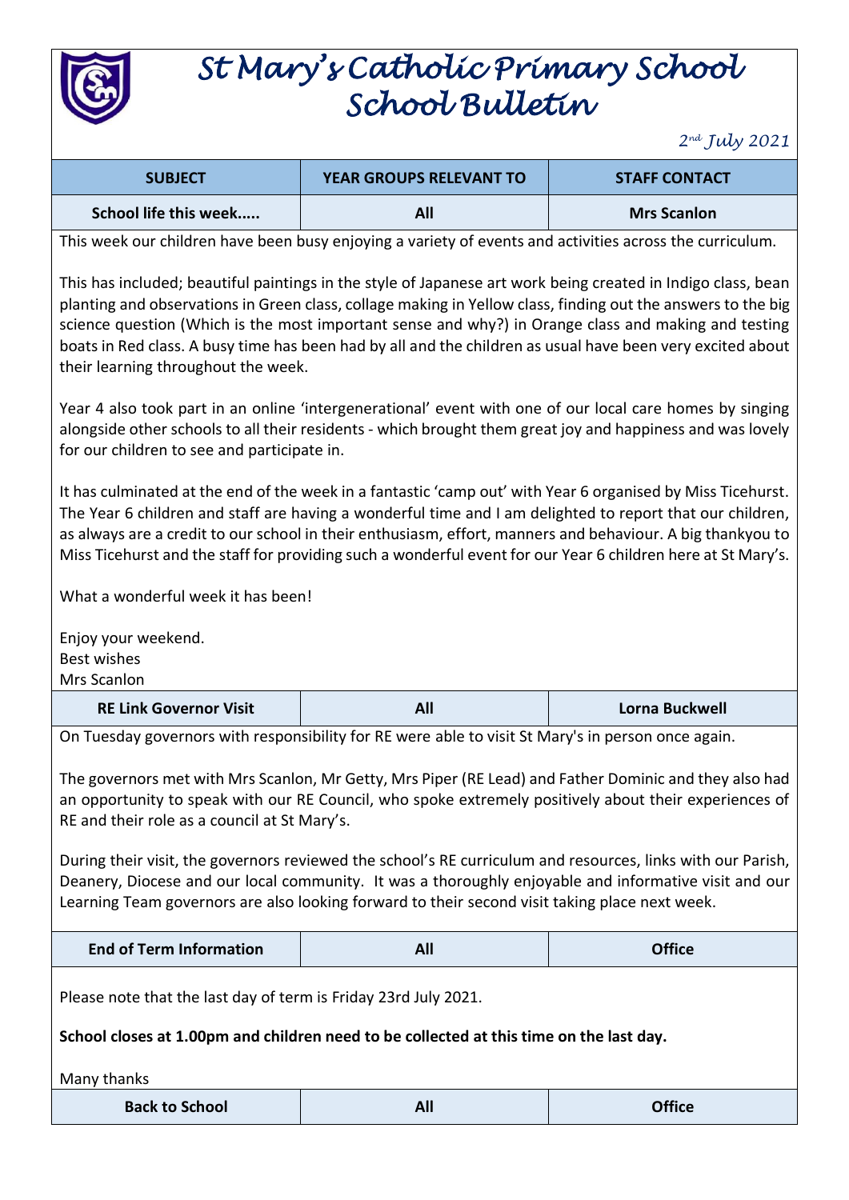# St Mary's Catholic Primary School
# School Bulletin

*2nd July 2021*

| SUBJECT | YEAR GROUPS RELEVANT TO | STAFF CONTACT |
|---|---|---|
| School life this week..... | All | Mrs Scanlon |

This week our children have been busy enjoying a variety of events and activities across the curriculum.

This has included; beautiful paintings in the style of Japanese art work being created in Indigo class, bean planting and observations in Green class, collage making in Yellow class, finding out the answers to the big science question (Which is the most important sense and why?) in Orange class and making and testing boats in Red class. A busy time has been had by all and the children as usual have been very excited about their learning throughout the week.

Year 4 also took part in an online 'intergenerational' event with one of our local care homes by singing alongside other schools to all their residents - which brought them great joy and happiness and was lovely for our children to see and participate in.

It has culminated at the end of the week in a fantastic 'camp out' with Year 6 organised by Miss Ticehurst. The Year 6 children and staff are having a wonderful time and I am delighted to report that our children, as always are a credit to our school in their enthusiasm, effort, manners and behaviour. A big thankyou to Miss Ticehurst and the staff for providing such a wonderful event for our Year 6 children here at St Mary's.

What a wonderful week it has been!

Enjoy your weekend.
Best wishes
Mrs Scanlon

| RE Link Governor Visit | All | Lorna Buckwell |
|---|---|---|

On Tuesday governors with responsibility for RE were able to visit St Mary's in person once again.

The governors met with Mrs Scanlon, Mr Getty, Mrs Piper (RE Lead) and Father Dominic and they also had an opportunity to speak with our RE Council, who spoke extremely positively about their experiences of RE and their role as a council at St Mary's.

During their visit, the governors reviewed the school's RE curriculum and resources, links with our Parish, Deanery, Diocese and our local community. It was a thoroughly enjoyable and informative visit and our Learning Team governors are also looking forward to their second visit taking place next week.

| End of Term Information | All | Office |
|---|---|---|

Please note that the last day of term is Friday 23rd July 2021.

**School closes at 1.00pm and children need to be collected at this time on the last day.**

Many thanks

| Back to School | All | Office |
|---|---|---|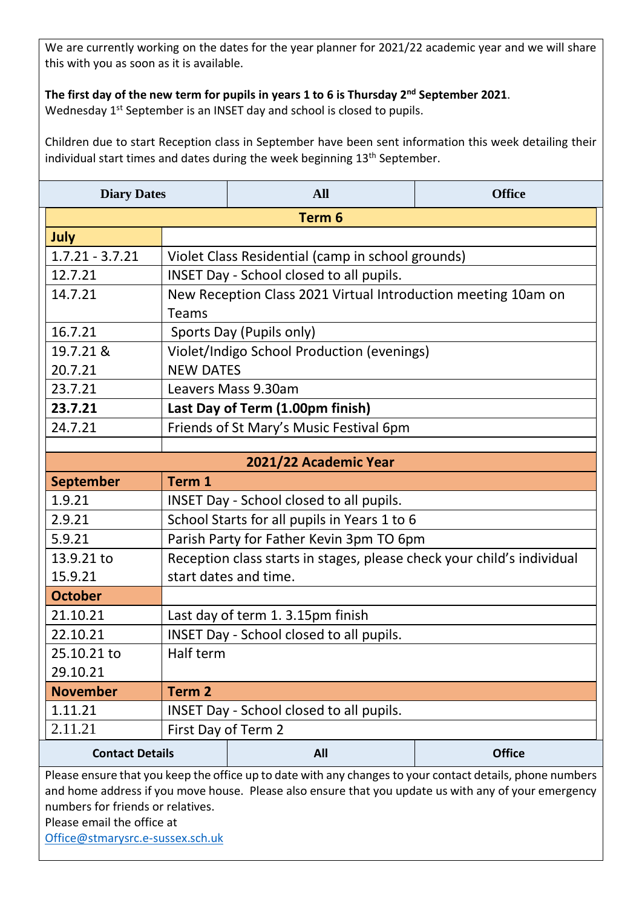We are currently working on the dates for the year planner for 2021/22 academic year and we will share this with you as soon as it is available.

**The first day of the new term for pupils in years 1 to 6 is Thursday 2nd September 2021**.
Wednesday 1st September is an INSET day and school is closed to pupils.

Children due to start Reception class in September have been sent information this week detailing their individual start times and dates during the week beginning 13th September.

| Diary Dates | All | Office |
|---|---|---|

| **Term 6** | |
|---|---|
| **July** | |
| 1.7.21 - 3.7.21 | Violet Class Residential (camp in school grounds) |
| 12.7.21 | INSET Day - School closed to all pupils. |
| 14.7.21 | New Reception Class 2021 Virtual Introduction meeting 10am on Teams |
| 16.7.21 | Sports Day (Pupils only) |
| 19.7.21 & 20.7.21 | Violet/Indigo School Production (evenings) NEW DATES |
| 23.7.21 | Leavers Mass 9.30am |
| **23.7.21** | **Last Day of Term (1.00pm finish)** |
| 24.7.21 | Friends of St Mary's Music Festival 6pm |
| | |
| **2021/22 Academic Year** | |
| **September** | **Term 1** |
| 1.9.21 | INSET Day - School closed to all pupils. |
| 2.9.21 | School Starts for all pupils in Years 1 to 6 |
| 5.9.21 | Parish Party for Father Kevin 3pm TO 6pm |
| 13.9.21 to 15.9.21 | Reception class starts in stages, please check your child's individual start dates and time. |
| **October** | |
| 21.10.21 | Last day of term 1. 3.15pm finish |
| 22.10.21 | INSET Day - School closed to all pupils. |
| 25.10.21 to 29.10.21 | Half term |
| **November** | **Term 2** |
| 1.11.21 | INSET Day - School closed to all pupils. |
| 2.11.21 | First Day of Term 2 |

| Contact Details | All | Office |
|---|---|---|

Please ensure that you keep the office up to date with any changes to your contact details, phone numbers and home address if you move house. Please also ensure that you update us with any of your emergency numbers for friends or relatives.
Please email the office at
Office@stmarysrc.e-sussex.sch.uk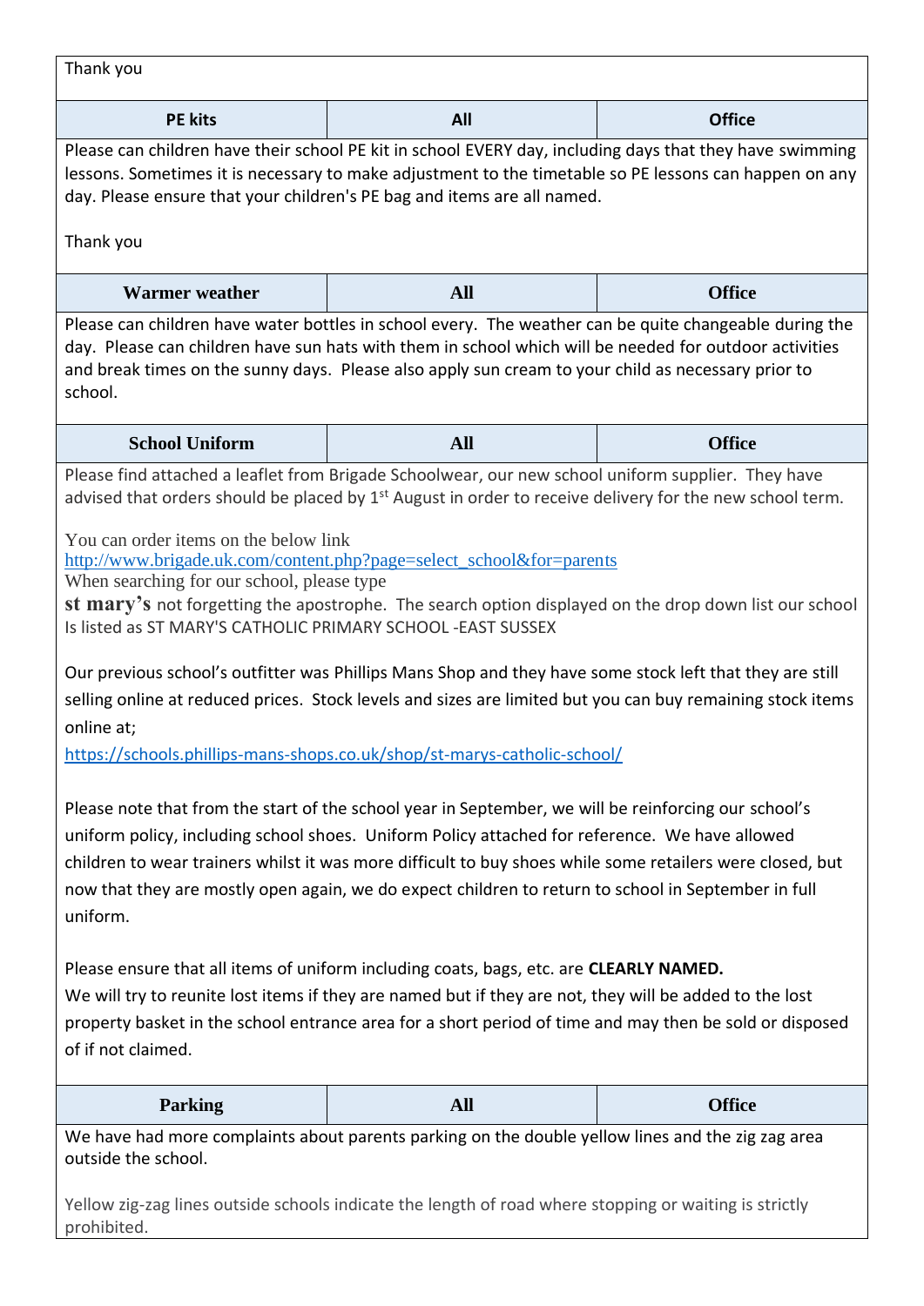Thank you

| PE kits | All | Office |
|---|---|---|

Please can children have their school PE kit in school EVERY day, including days that they have swimming lessons. Sometimes it is necessary to make adjustment to the timetable so PE lessons can happen on any day. Please ensure that your children's PE bag and items are all named.

Thank you

| Warmer weather | All | Office |
|---|---|---|

Please can children have water bottles in school every. The weather can be quite changeable during the day. Please can children have sun hats with them in school which will be needed for outdoor activities and break times on the sunny days. Please also apply sun cream to your child as necessary prior to school.

| School Uniform | All | Office |
|---|---|---|

Please find attached a leaflet from Brigade Schoolwear, our new school uniform supplier. They have advised that orders should be placed by 1st August in order to receive delivery for the new school term.

You can order items on the below link
http://www.brigade.uk.com/content.php?page=select_school&for=parents
When searching for our school, please type
**st mary's** not forgetting the apostrophe. The search option displayed on the drop down list our school Is listed as ST MARY'S CATHOLIC PRIMARY SCHOOL -EAST SUSSEX

Our previous school's outfitter was Phillips Mans Shop and they have some stock left that they are still selling online at reduced prices. Stock levels and sizes are limited but you can buy remaining stock items online at;
https://schools.phillips-mans-shops.co.uk/shop/st-marys-catholic-school/

Please note that from the start of the school year in September, we will be reinforcing our school's uniform policy, including school shoes. Uniform Policy attached for reference. We have allowed children to wear trainers whilst it was more difficult to buy shoes while some retailers were closed, but now that they are mostly open again, we do expect children to return to school in September in full uniform.

Please ensure that all items of uniform including coats, bags, etc. are **CLEARLY NAMED.**
We will try to reunite lost items if they are named but if they are not, they will be added to the lost property basket in the school entrance area for a short period of time and may then be sold or disposed of if not claimed.

| Parking | All | Office |
|---|---|---|

We have had more complaints about parents parking on the double yellow lines and the zig zag area outside the school.

Yellow zig-zag lines outside schools indicate the length of road where stopping or waiting is strictly prohibited.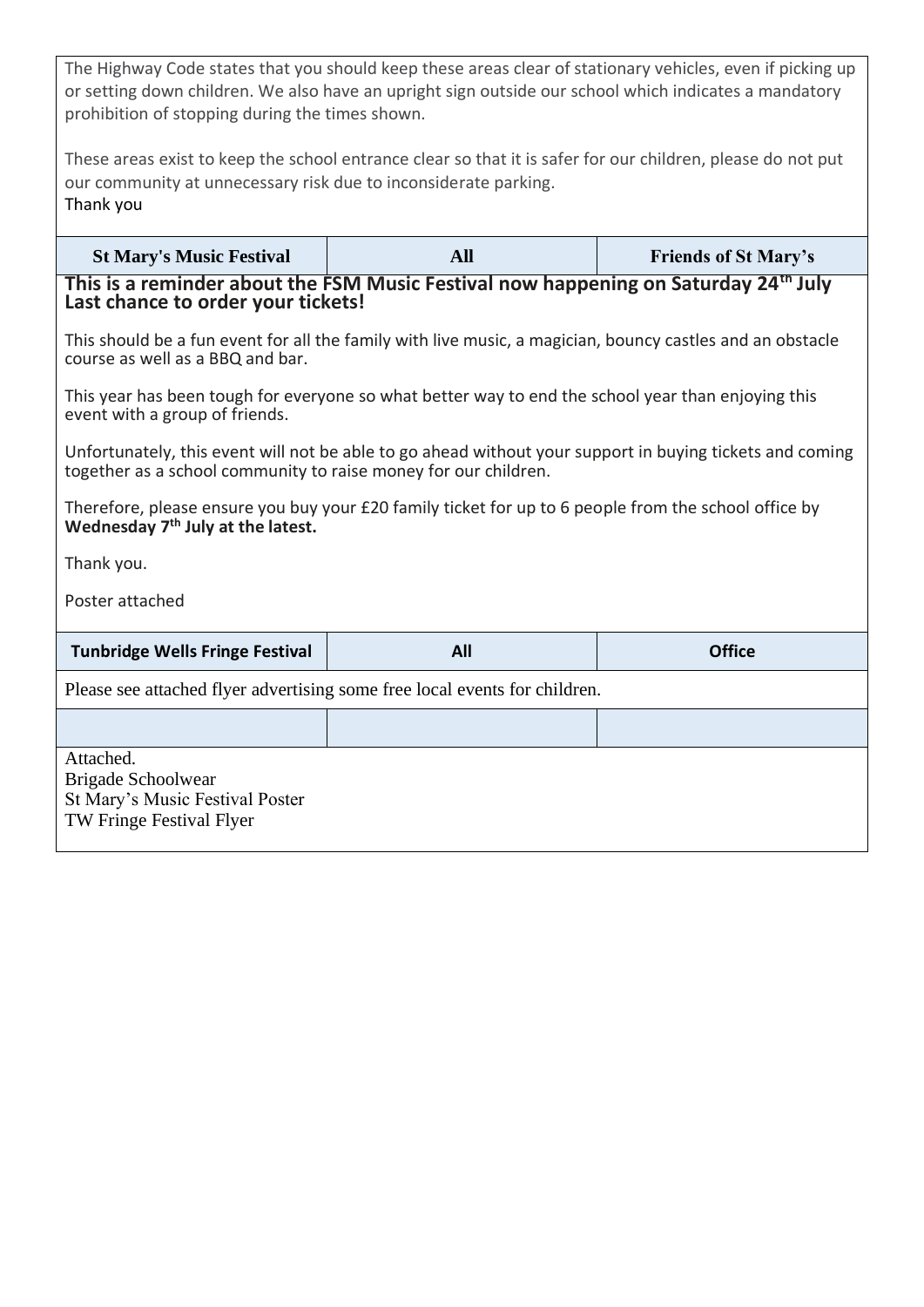The Highway Code states that you should keep these areas clear of stationary vehicles, even if picking up or setting down children. We also have an upright sign outside our school which indicates a mandatory prohibition of stopping during the times shown.

These areas exist to keep the school entrance clear so that it is safer for our children, please do not put our community at unnecessary risk due to inconsiderate parking.
Thank you

| St Mary's Music Festival | All | Friends of St Mary's |
|---|---|---|

**This is a reminder about the FSM Music Festival now happening on Saturday 24th July**
**Last chance to order your tickets!**

This should be a fun event for all the family with live music, a magician, bouncy castles and an obstacle course as well as a BBQ and bar.

This year has been tough for everyone so what better way to end the school year than enjoying this event with a group of friends.

Unfortunately, this event will not be able to go ahead without your support in buying tickets and coming together as a school community to raise money for our children.

Therefore, please ensure you buy your £20 family ticket for up to 6 people from the school office by **Wednesday 7th July at the latest.**

Thank you.

Poster attached

| Tunbridge Wells Fringe Festival | All | Office |
|---|---|---|

Please see attached flyer advertising some free local events for children.

Attached.
Brigade Schoolwear
St Mary's Music Festival Poster
TW Fringe Festival Flyer